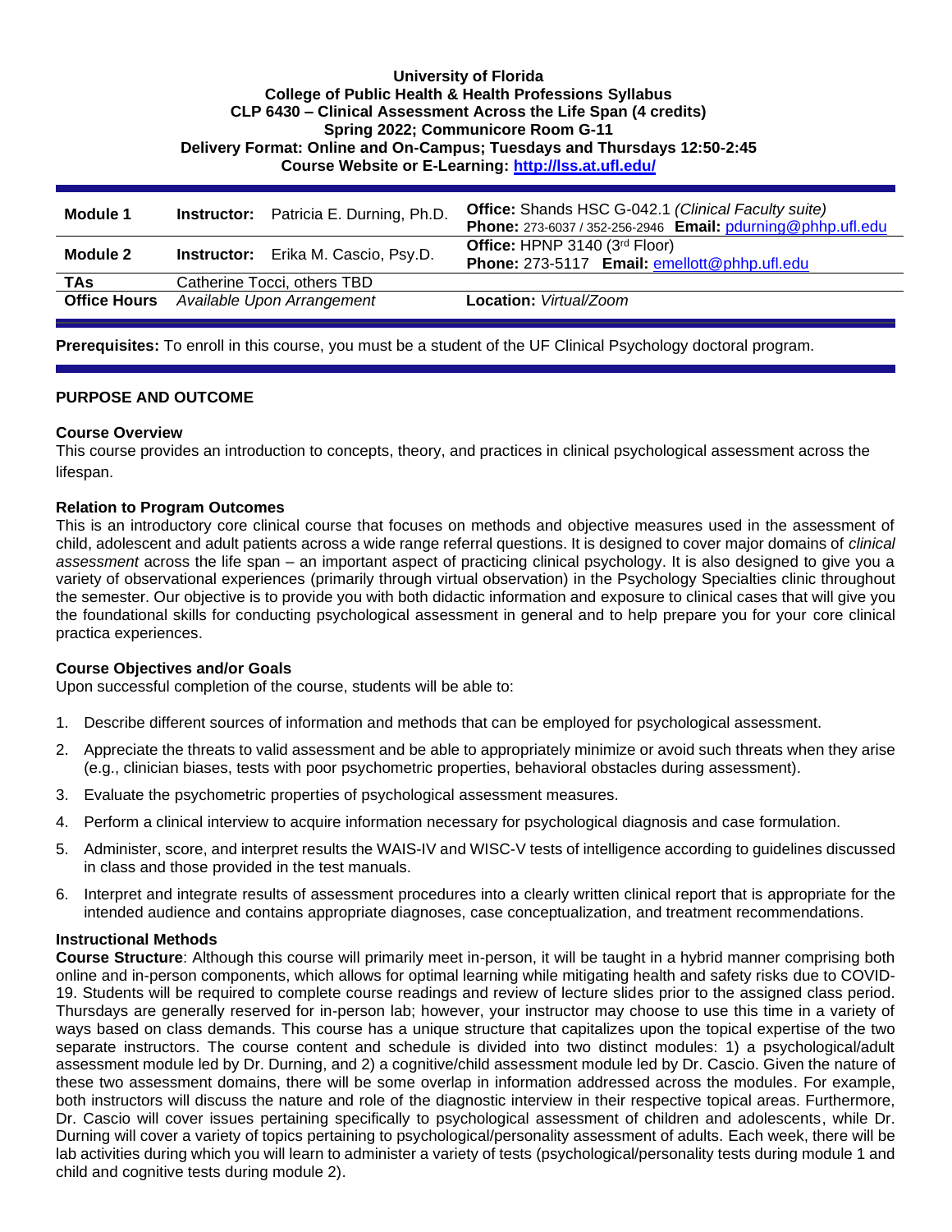**University of Florida**
**College of Public Health & Health Professions Syllabus**
**CLP 6430 – Clinical Assessment Across the Life Span (4 credits)**
**Spring 2022; Communicore Room G-11**
**Delivery Format: Online and On-Campus; Tuesdays and Thursdays 12:50-2:45**
**Course Website or E-Learning: [http://lss.at.ufl.edu/](http://lss.at.ufl.edu/)**

| | | |
|---|---|---|
| **Module 1** | **Instructor:** Patricia E. Durning, Ph.D. | **Office:** Shands HSC G-042.1 *(Clinical Faculty suite)* **Phone:** 273-6037 / 352-256-2946 **Email:** pdurning@phhp.ufl.edu |
| **Module 2** | **Instructor:** Erika M. Cascio, Psy.D. | **Office:** HPNP 3140 (3rd Floor) **Phone:** 273-5117 **Email:** emellott@phhp.ufl.edu |
| **TAs** | Catherine Tocci, others TBD | |
| **Office Hours** | *Available Upon Arrangement* | **Location:** *Virtual/Zoom* |

**Prerequisites:** To enroll in this course, you must be a student of the UF Clinical Psychology doctoral program.

## PURPOSE AND OUTCOME

### Course Overview

This course provides an introduction to concepts, theory, and practices in clinical psychological assessment across the lifespan.

### Relation to Program Outcomes

This is an introductory core clinical course that focuses on methods and objective measures used in the assessment of child, adolescent and adult patients across a wide range referral questions. It is designed to cover major domains of *clinical assessment* across the life span – an important aspect of practicing clinical psychology. It is also designed to give you a variety of observational experiences (primarily through virtual observation) in the Psychology Specialties clinic throughout the semester. Our objective is to provide you with both didactic information and exposure to clinical cases that will give you the foundational skills for conducting psychological assessment in general and to help prepare you for your core clinical practica experiences.

### Course Objectives and/or Goals

Upon successful completion of the course, students will be able to:

1. Describe different sources of information and methods that can be employed for psychological assessment.
2. Appreciate the threats to valid assessment and be able to appropriately minimize or avoid such threats when they arise (e.g., clinician biases, tests with poor psychometric properties, behavioral obstacles during assessment).
3. Evaluate the psychometric properties of psychological assessment measures.
4. Perform a clinical interview to acquire information necessary for psychological diagnosis and case formulation.
5. Administer, score, and interpret results the WAIS-IV and WISC-V tests of intelligence according to guidelines discussed in class and those provided in the test manuals.
6. Interpret and integrate results of assessment procedures into a clearly written clinical report that is appropriate for the intended audience and contains appropriate diagnoses, case conceptualization, and treatment recommendations.

### Instructional Methods

**Course Structure**: Although this course will primarily meet in-person, it will be taught in a hybrid manner comprising both online and in-person components, which allows for optimal learning while mitigating health and safety risks due to COVID-19. Students will be required to complete course readings and review of lecture slides prior to the assigned class period. Thursdays are generally reserved for in-person lab; however, your instructor may choose to use this time in a variety of ways based on class demands. This course has a unique structure that capitalizes upon the topical expertise of the two separate instructors. The course content and schedule is divided into two distinct modules: 1) a psychological/adult assessment module led by Dr. Durning, and 2) a cognitive/child assessment module led by Dr. Cascio. Given the nature of these two assessment domains, there will be some overlap in information addressed across the modules. For example, both instructors will discuss the nature and role of the diagnostic interview in their respective topical areas. Furthermore, Dr. Cascio will cover issues pertaining specifically to psychological assessment of children and adolescents, while Dr. Durning will cover a variety of topics pertaining to psychological/personality assessment of adults. Each week, there will be lab activities during which you will learn to administer a variety of tests (psychological/personality tests during module 1 and child and cognitive tests during module 2).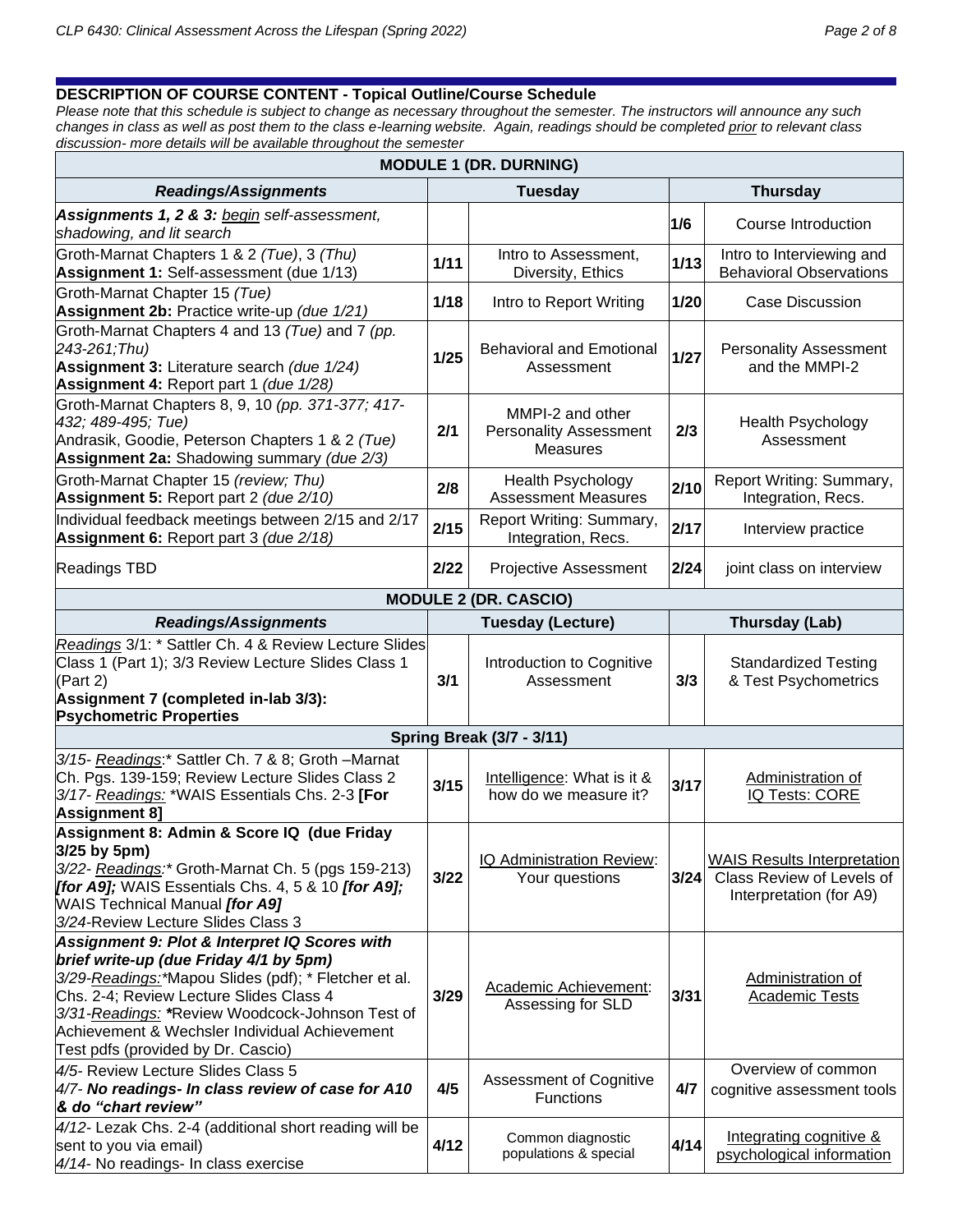**DESCRIPTION OF COURSE CONTENT - Topical Outline/Course Schedule**

*Please note that this schedule is subject to change as necessary throughout the semester. The instructors will announce any such changes in class as well as post them to the class e-learning website. Again, readings should be completed prior to relevant class discussion- more details will be available throughout the semester*

| **MODULE 1 (DR. DURNING)** | | | | |
|---|---|---|---|---|
| ***Readings/Assignments*** | **Tuesday** | | **Thursday** | |
| ***Assignments 1, 2 & 3:*** *begin self-assessment, shadowing, and lit search* | | | 1/6 | Course Introduction |
| Groth-Marnat Chapters 1 & 2 *(Tue)*, 3 *(Thu)* **Assignment 1:** Self-assessment (due 1/13) | 1/11 | Intro to Assessment, Diversity, Ethics | 1/13 | Intro to Interviewing and Behavioral Observations |
| Groth-Marnat Chapter 15 *(Tue)* **Assignment 2b:** Practice write-up *(due 1/21)* | 1/18 | Intro to Report Writing | 1/20 | Case Discussion |
| Groth-Marnat Chapters 4 and 13 *(Tue)* and 7 *(pp. 243-261;Thu)* **Assignment 3:** Literature search *(due 1/24)* **Assignment 4:** Report part 1 *(due 1/28)* | 1/25 | Behavioral and Emotional Assessment | 1/27 | Personality Assessment and the MMPI-2 |
| Groth-Marnat Chapters 8, 9, 10 *(pp. 371-377; 417-432; 489-495; Tue)* Andrasik, Goodie, Peterson Chapters 1 & 2 *(Tue)* **Assignment 2a:** Shadowing summary *(due 2/3)* | 2/1 | MMPI-2 and other Personality Assessment Measures | 2/3 | Health Psychology Assessment |
| Groth-Marnat Chapter 15 *(review; Thu)* **Assignment 5:** Report part 2 *(due 2/10)* | 2/8 | Health Psychology Assessment Measures | 2/10 | Report Writing: Summary, Integration, Recs. |
| Individual feedback meetings between 2/15 and 2/17 **Assignment 6:** Report part 3 *(due 2/18)* | 2/15 | Report Writing: Summary, Integration, Recs. | 2/17 | Interview practice |
| Readings TBD | 2/22 | Projective Assessment | 2/24 | joint class on interview |
| **MODULE 2 (DR. CASCIO)** | | | | |
| ***Readings/Assignments*** | **Tuesday (Lecture)** | | **Thursday (Lab)** | |
| *Readings* 3/1: * Sattler Ch. 4 & Review Lecture Slides Class 1 (Part 1); 3/3 Review Lecture Slides Class 1 (Part 2) **Assignment 7 (completed in-lab 3/3): Psychometric Properties** | 3/1 | Introduction to Cognitive Assessment | 3/3 | Standardized Testing & Test Psychometrics |
| **Spring Break (3/7 - 3/11)** | | | | |
| *3/15- Readings:* * Sattler Ch. 7 & 8; Groth –Marnat Ch. Pgs. 139-159; Review Lecture Slides Class 2 *3/17- Readings:* *WAIS Essentials Chs. 2-3 **[For Assignment 8]** | 3/15 | Intelligence: What is it & how do we measure it? | 3/17 | Administration of IQ Tests: CORE |
| **Assignment 8: Admin & Score IQ (due Friday 3/25 by 5pm)** *3/22- Readings:** Groth-Marnat Ch. 5 (pgs 159-213) ***[for A9];*** WAIS Essentials Chs. 4, 5 & 10 ***[for A9];*** WAIS Technical Manual ***[for A9]*** *3/24*-Review Lecture Slides Class 3 | 3/22 | IQ Administration Review: Your questions | 3/24 | WAIS Results Interpretation Class Review of Levels of Interpretation (for A9) |
| ***Assignment 9: Plot & Interpret IQ Scores with brief write-up (due Friday 4/1 by 5pm)*** *3/29-Readings:**Mapou Slides (pdf); * Fletcher et al. Chs. 2-4; Review Lecture Slides Class 4 *3/31-Readings:* ***Review Woodcock-Johnson Test of Achievement & Wechsler Individual Achievement Test pdfs (provided by Dr. Cascio) | 3/29 | Academic Achievement: Assessing for SLD | 3/31 | Administration of Academic Tests |
| *4/5*- Review Lecture Slides Class 5 *4/7- **No readings- In class review of case for A10 & do "chart review"*** | 4/5 | Assessment of Cognitive Functions | 4/7 | Overview of common cognitive assessment tools |
| *4/12*- Lezak Chs. 2-4 (additional short reading will be sent to you via email) *4/14*- No readings- In class exercise | 4/12 | Common diagnostic populations & special | 4/14 | Integrating cognitive & psychological information |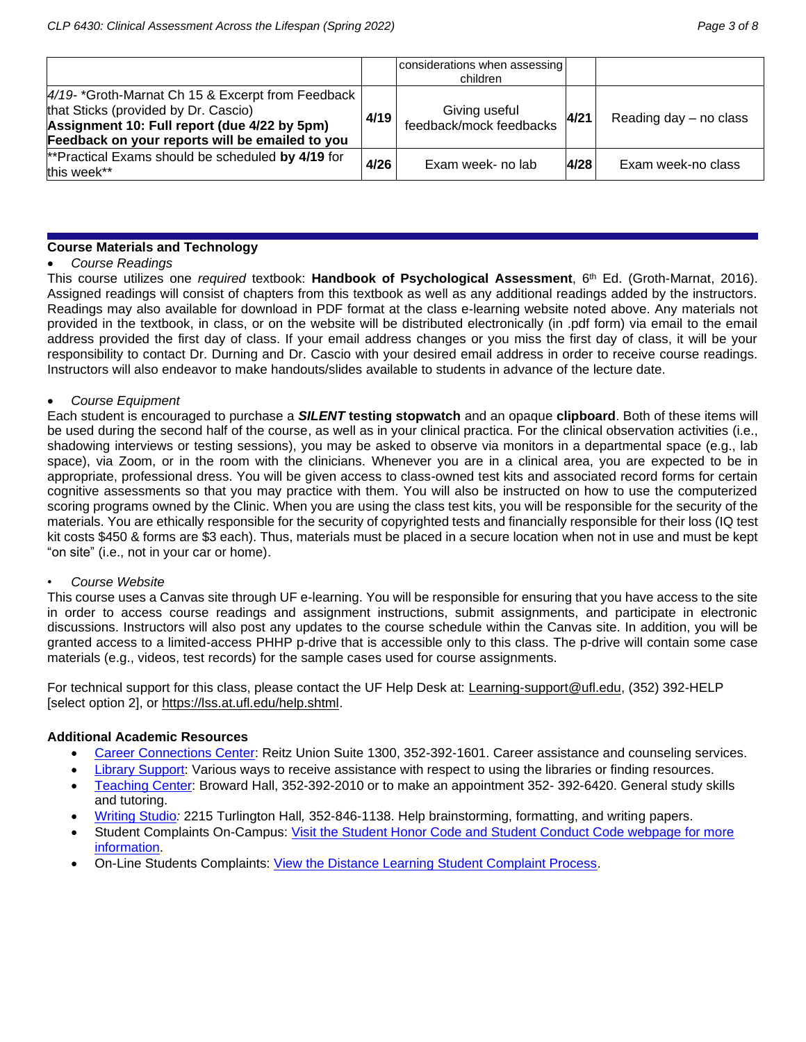| | | | | |
|---|---|---|---|---|
| | | considerations when assessing children | | |
| *4/19*- *Groth-Marnat Ch 15 & Excerpt from Feedback that Sticks (provided by Dr. Cascio) **Assignment 10: Full report (due 4/22 by 5pm)** **Feedback on your reports will be emailed to you** | **4/19** | Giving useful feedback/mock feedbacks | **4/21** | Reading day – no class |
| **Practical Exams should be scheduled **by 4/19** for this week** | **4/26** | Exam week- no lab | **4/28** | Exam week-no class |

## Course Materials and Technology

- *Course Readings*

This course utilizes one *required* textbook: **Handbook of Psychological Assessment**, 6th Ed. (Groth-Marnat, 2016). Assigned readings will consist of chapters from this textbook as well as any additional readings added by the instructors. Readings may also available for download in PDF format at the class e-learning website noted above. Any materials not provided in the textbook, in class, or on the website will be distributed electronically (in .pdf form) via email to the email address provided the first day of class. If your email address changes or you miss the first day of class, it will be your responsibility to contact Dr. Durning and Dr. Cascio with your desired email address in order to receive course readings. Instructors will also endeavor to make handouts/slides available to students in advance of the lecture date.

- *Course Equipment*

Each student is encouraged to purchase a ***SILENT*** **testing stopwatch** and an opaque **clipboard**. Both of these items will be used during the second half of the course, as well as in your clinical practica. For the clinical observation activities (i.e., shadowing interviews or testing sessions), you may be asked to observe via monitors in a departmental space (e.g., lab space), via Zoom, or in the room with the clinicians. Whenever you are in a clinical area, you are expected to be in appropriate, professional dress. You will be given access to class-owned test kits and associated record forms for certain cognitive assessments so that you may practice with them. You will also be instructed on how to use the computerized scoring programs owned by the Clinic. When you are using the class test kits, you will be responsible for the security of the materials. You are ethically responsible for the security of copyrighted tests and financially responsible for their loss (IQ test kit costs $450 & forms are $3 each). Thus, materials must be placed in a secure location when not in use and must be kept "on site" (i.e., not in your car or home).

- *Course Website*

This course uses a Canvas site through UF e-learning. You will be responsible for ensuring that you have access to the site in order to access course readings and assignment instructions, submit assignments, and participate in electronic discussions. Instructors will also post any updates to the course schedule within the Canvas site. In addition, you will be granted access to a limited-access PHHP p-drive that is accessible only to this class. The p-drive will contain some case materials (e.g., videos, test records) for the sample cases used for course assignments.

For technical support for this class, please contact the UF Help Desk at: Learning-support@ufl.edu, (352) 392-HELP [select option 2], or https://lss.at.ufl.edu/help.shtml.

### Additional Academic Resources

- Career Connections Center: Reitz Union Suite 1300, 352-392-1601. Career assistance and counseling services.
- Library Support: Various ways to receive assistance with respect to using the libraries or finding resources.
- Teaching Center: Broward Hall, 352-392-2010 or to make an appointment 352- 392-6420. General study skills and tutoring.
- Writing Studio*:* 2215 Turlington Hall*,* 352-846-1138. Help brainstorming, formatting, and writing papers.
- Student Complaints On-Campus: Visit the Student Honor Code and Student Conduct Code webpage for more information.
- On-Line Students Complaints: View the Distance Learning Student Complaint Process.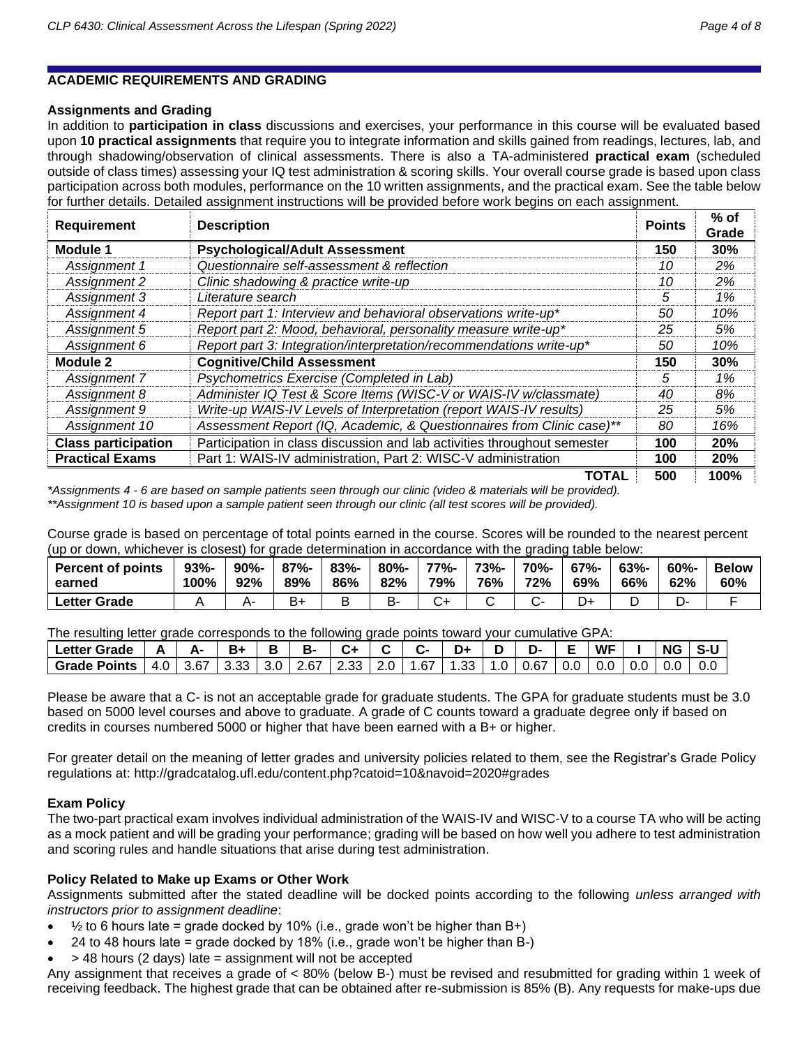## ACADEMIC REQUIREMENTS AND GRADING

### Assignments and Grading

In addition to **participation in class** discussions and exercises, your performance in this course will be evaluated based upon **10 practical assignments** that require you to integrate information and skills gained from readings, lectures, lab, and through shadowing/observation of clinical assessments. There is also a TA-administered **practical exam** (scheduled outside of class times) assessing your IQ test administration & scoring skills. Your overall course grade is based upon class participation across both modules, performance on the 10 written assignments, and the practical exam. See the table below for further details. Detailed assignment instructions will be provided before work begins on each assignment.

| Requirement | Description | Points | % of Grade |
|---|---|---|---|
| **Module 1** | **Psychological/Adult Assessment** | **150** | **30%** |
| *Assignment 1* | *Questionnaire self-assessment & reflection* | *10* | *2%* |
| *Assignment 2* | *Clinic shadowing & practice write-up* | *10* | *2%* |
| *Assignment 3* | *Literature search* | *5* | *1%* |
| *Assignment 4* | *Report part 1: Interview and behavioral observations write-up** | *50* | *10%* |
| *Assignment 5* | *Report part 2: Mood, behavioral, personality measure write-up** | *25* | *5%* |
| *Assignment 6* | *Report part 3: Integration/interpretation/recommendations write-up** | *50* | *10%* |
| **Module 2** | **Cognitive/Child Assessment** | **150** | **30%** |
| *Assignment 7* | *Psychometrics Exercise (Completed in Lab)* | *5* | *1%* |
| *Assignment 8* | *Administer IQ Test & Score Items (WISC-V or WAIS-IV w/classmate)* | *40* | *8%* |
| *Assignment 9* | *Write-up WAIS-IV Levels of Interpretation (report WAIS-IV results)* | *25* | *5%* |
| *Assignment 10* | *Assessment Report (IQ, Academic, & Questionnaires from Clinic case)*** | *80* | *16%* |
| **Class participation** | Participation in class discussion and lab activities throughout semester | **100** | **20%** |
| **Practical Exams** | Part 1: WAIS-IV administration, Part 2: WISC-V administration | **100** | **20%** |
| | **TOTAL** | **500** | **100%** |

*\*Assignments 4 - 6 are based on sample patients seen through our clinic (video & materials will be provided).*
*\*\*Assignment 10 is based upon a sample patient seen through our clinic (all test scores will be provided).*

Course grade is based on percentage of total points earned in the course. Scores will be rounded to the nearest percent (up or down, whichever is closest) for grade determination in accordance with the grading table below:

| Percent of points earned | 93%-100% | 90%-92% | 87%-89% | 83%-86% | 80%-82% | 77%-79% | 73%-76% | 70%-72% | 67%-69% | 63%-66% | 60%-62% | Below 60% |
|---|---|---|---|---|---|---|---|---|---|---|---|---|
| **Letter Grade** | A | A- | B+ | B | B- | C+ | C | C- | D+ | D | D- | F |

The resulting letter grade corresponds to the following grade points toward your cumulative GPA:

| Letter Grade | A | A- | B+ | B | B- | C+ | C | C- | D+ | D | D- | E | WF | I | NG | S-U |
|---|---|---|---|---|---|---|---|---|---|---|---|---|---|---|---|---|
| **Grade Points** | 4.0 | 3.67 | 3.33 | 3.0 | 2.67 | 2.33 | 2.0 | 1.67 | 1.33 | 1.0 | 0.67 | 0.0 | 0.0 | 0.0 | 0.0 | 0.0 |

Please be aware that a C- is not an acceptable grade for graduate students. The GPA for graduate students must be 3.0 based on 5000 level courses and above to graduate. A grade of C counts toward a graduate degree only if based on credits in courses numbered 5000 or higher that have been earned with a B+ or higher.

For greater detail on the meaning of letter grades and university policies related to them, see the Registrar's Grade Policy regulations at: http://gradcatalog.ufl.edu/content.php?catoid=10&navoid=2020#grades

### Exam Policy

The two-part practical exam involves individual administration of the WAIS-IV and WISC-V to a course TA who will be acting as a mock patient and will be grading your performance; grading will be based on how well you adhere to test administration and scoring rules and handle situations that arise during test administration.

### Policy Related to Make up Exams or Other Work

Assignments submitted after the stated deadline will be docked points according to the following *unless arranged with instructors prior to assignment deadline*:

- ½ to 6 hours late = grade docked by 10% (i.e., grade won't be higher than B+)
- 24 to 48 hours late = grade docked by 18% (i.e., grade won't be higher than B-)
- > 48 hours (2 days) late = assignment will not be accepted

Any assignment that receives a grade of < 80% (below B-) must be revised and resubmitted for grading within 1 week of receiving feedback. The highest grade that can be obtained after re-submission is 85% (B). Any requests for make-ups due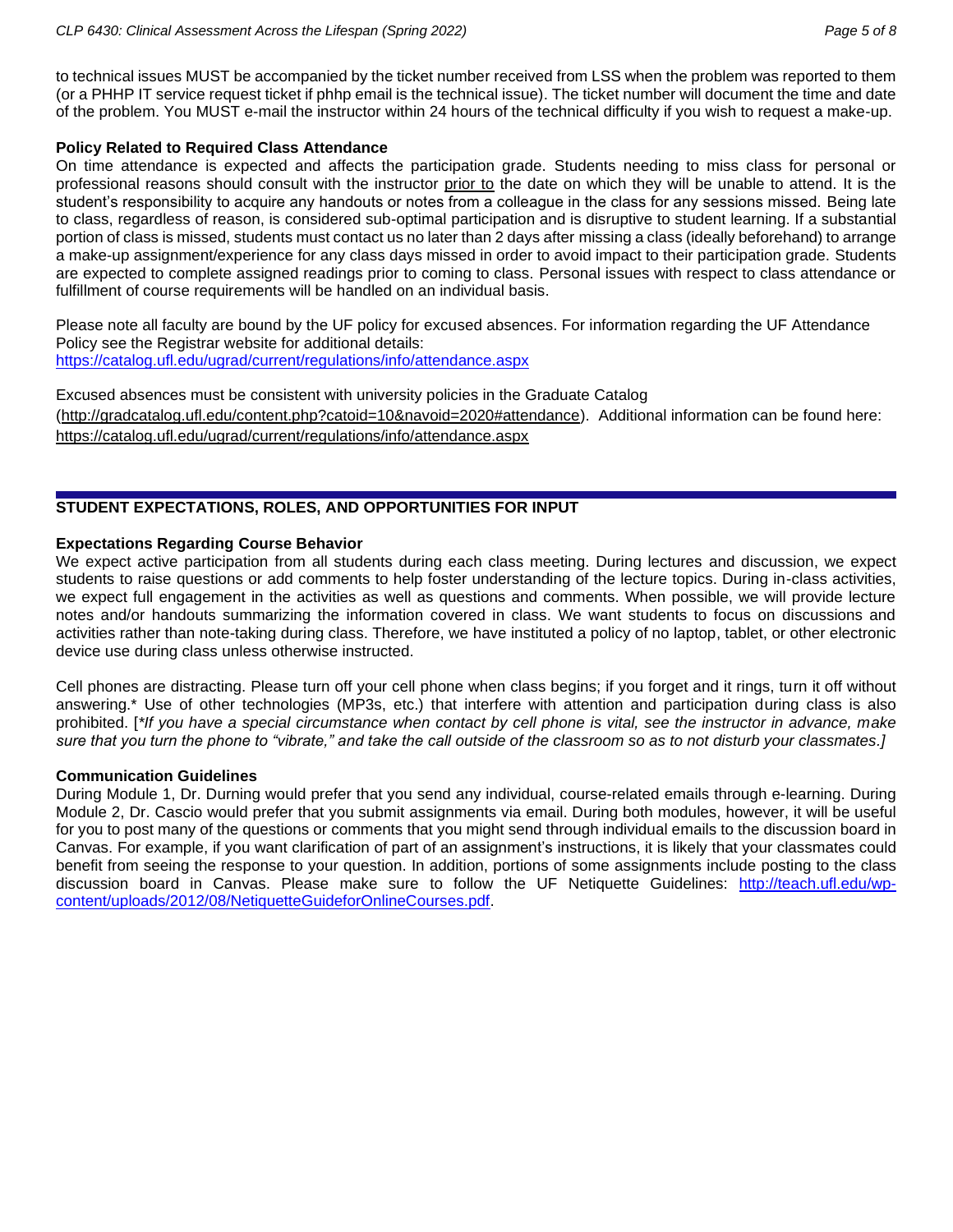to technical issues MUST be accompanied by the ticket number received from LSS when the problem was reported to them (or a PHHP IT service request ticket if phhp email is the technical issue). The ticket number will document the time and date of the problem. You MUST e-mail the instructor within 24 hours of the technical difficulty if you wish to request a make-up.

**Policy Related to Required Class Attendance**

On time attendance is expected and affects the participation grade. Students needing to miss class for personal or professional reasons should consult with the instructor prior to the date on which they will be unable to attend. It is the student's responsibility to acquire any handouts or notes from a colleague in the class for any sessions missed. Being late to class, regardless of reason, is considered sub-optimal participation and is disruptive to student learning. If a substantial portion of class is missed, students must contact us no later than 2 days after missing a class (ideally beforehand) to arrange a make-up assignment/experience for any class days missed in order to avoid impact to their participation grade. Students are expected to complete assigned readings prior to coming to class. Personal issues with respect to class attendance or fulfillment of course requirements will be handled on an individual basis.

Please note all faculty are bound by the UF policy for excused absences. For information regarding the UF Attendance Policy see the Registrar website for additional details:
https://catalog.ufl.edu/ugrad/current/regulations/info/attendance.aspx

Excused absences must be consistent with university policies in the Graduate Catalog (http://gradcatalog.ufl.edu/content.php?catoid=10&navoid=2020#attendance). Additional information can be found here: https://catalog.ufl.edu/ugrad/current/regulations/info/attendance.aspx

## STUDENT EXPECTATIONS, ROLES, AND OPPORTUNITIES FOR INPUT

**Expectations Regarding Course Behavior**

We expect active participation from all students during each class meeting. During lectures and discussion, we expect students to raise questions or add comments to help foster understanding of the lecture topics. During in-class activities, we expect full engagement in the activities as well as questions and comments. When possible, we will provide lecture notes and/or handouts summarizing the information covered in class. We want students to focus on discussions and activities rather than note-taking during class. Therefore, we have instituted a policy of no laptop, tablet, or other electronic device use during class unless otherwise instructed.

Cell phones are distracting. Please turn off your cell phone when class begins; if you forget and it rings, turn it off without answering.* Use of other technologies (MP3s, etc.) that interfere with attention and participation during class is also prohibited. [*\*If you have a special circumstance when contact by cell phone is vital, see the instructor in advance, make sure that you turn the phone to "vibrate," and take the call outside of the classroom so as to not disturb your classmates.]*

**Communication Guidelines**

During Module 1, Dr. Durning would prefer that you send any individual, course-related emails through e-learning. During Module 2, Dr. Cascio would prefer that you submit assignments via email. During both modules, however, it will be useful for you to post many of the questions or comments that you might send through individual emails to the discussion board in Canvas. For example, if you want clarification of part of an assignment's instructions, it is likely that your classmates could benefit from seeing the response to your question. In addition, portions of some assignments include posting to the class discussion board in Canvas. Please make sure to follow the UF Netiquette Guidelines: http://teach.ufl.edu/wp-content/uploads/2012/08/NetiquetteGuideforOnlineCourses.pdf.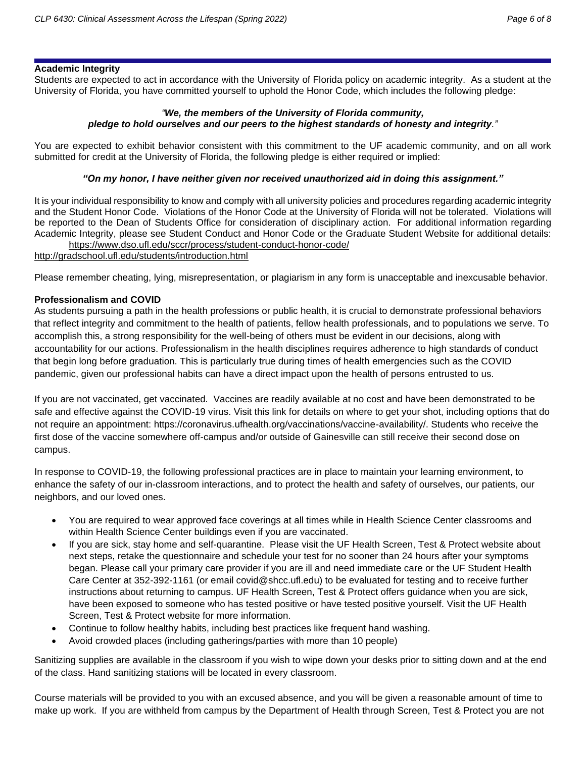## Academic Integrity

Students are expected to act in accordance with the University of Florida policy on academic integrity. As a student at the University of Florida, you have committed yourself to uphold the Honor Code, which includes the following pledge:

*"**We, the members of the University of Florida community, pledge to hold ourselves and our peers to the highest standards of honesty and integrity**."*

You are expected to exhibit behavior consistent with this commitment to the UF academic community, and on all work submitted for credit at the University of Florida, the following pledge is either required or implied:

***"On my honor, I have neither given nor received unauthorized aid in doing this assignment."***

It is your individual responsibility to know and comply with all university policies and procedures regarding academic integrity and the Student Honor Code. Violations of the Honor Code at the University of Florida will not be tolerated. Violations will be reported to the Dean of Students Office for consideration of disciplinary action. For additional information regarding Academic Integrity, please see Student Conduct and Honor Code or the Graduate Student Website for additional details:
https://www.dso.ufl.edu/sccr/process/student-conduct-honor-code/
http://gradschool.ufl.edu/students/introduction.html

Please remember cheating, lying, misrepresentation, or plagiarism in any form is unacceptable and inexcusable behavior.

## Professionalism and COVID

As students pursuing a path in the health professions or public health, it is crucial to demonstrate professional behaviors that reflect integrity and commitment to the health of patients, fellow health professionals, and to populations we serve. To accomplish this, a strong responsibility for the well-being of others must be evident in our decisions, along with accountability for our actions. Professionalism in the health disciplines requires adherence to high standards of conduct that begin long before graduation. This is particularly true during times of health emergencies such as the COVID pandemic, given our professional habits can have a direct impact upon the health of persons entrusted to us.

If you are not vaccinated, get vaccinated. Vaccines are readily available at no cost and have been demonstrated to be safe and effective against the COVID-19 virus. Visit this link for details on where to get your shot, including options that do not require an appointment: https://coronavirus.ufhealth.org/vaccinations/vaccine-availability/. Students who receive the first dose of the vaccine somewhere off-campus and/or outside of Gainesville can still receive their second dose on campus.

In response to COVID-19, the following professional practices are in place to maintain your learning environment, to enhance the safety of our in-classroom interactions, and to protect the health and safety of ourselves, our patients, our neighbors, and our loved ones.

- You are required to wear approved face coverings at all times while in Health Science Center classrooms and within Health Science Center buildings even if you are vaccinated.
- If you are sick, stay home and self-quarantine. Please visit the UF Health Screen, Test & Protect website about next steps, retake the questionnaire and schedule your test for no sooner than 24 hours after your symptoms began. Please call your primary care provider if you are ill and need immediate care or the UF Student Health Care Center at 352-392-1161 (or email covid@shcc.ufl.edu) to be evaluated for testing and to receive further instructions about returning to campus. UF Health Screen, Test & Protect offers guidance when you are sick, have been exposed to someone who has tested positive or have tested positive yourself. Visit the UF Health Screen, Test & Protect website for more information.
- Continue to follow healthy habits, including best practices like frequent hand washing.
- Avoid crowded places (including gatherings/parties with more than 10 people)

Sanitizing supplies are available in the classroom if you wish to wipe down your desks prior to sitting down and at the end of the class. Hand sanitizing stations will be located in every classroom.

Course materials will be provided to you with an excused absence, and you will be given a reasonable amount of time to make up work. If you are withheld from campus by the Department of Health through Screen, Test & Protect you are not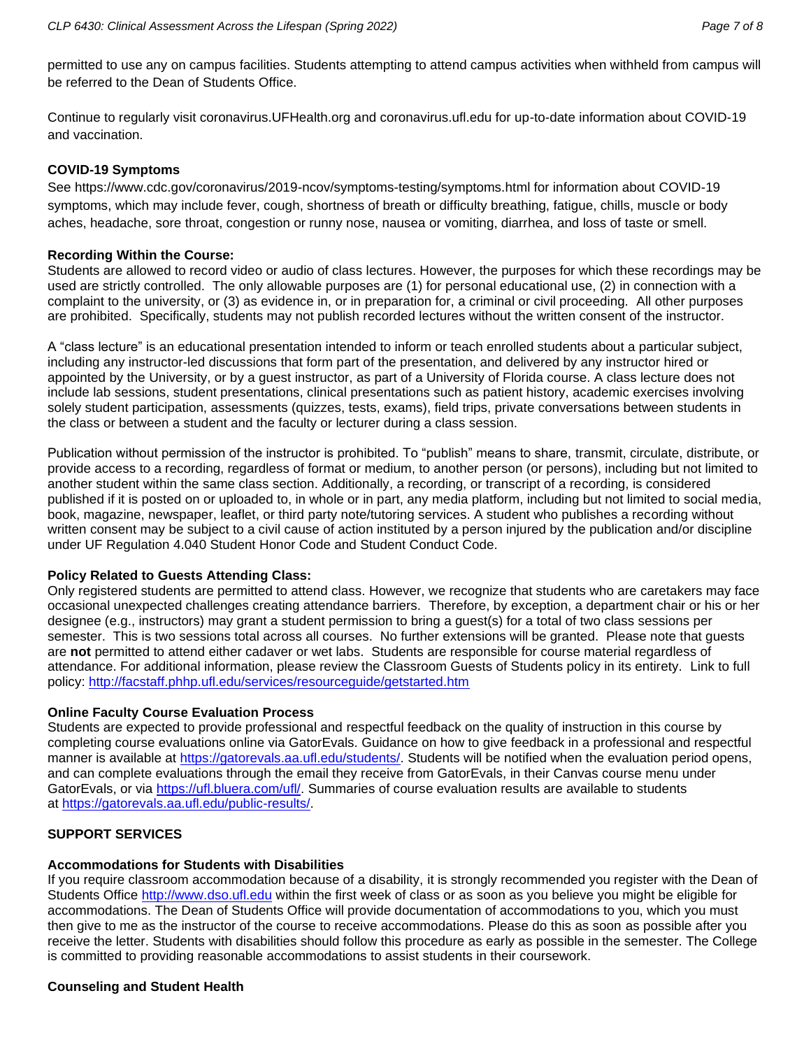permitted to use any on campus facilities. Students attempting to attend campus activities when withheld from campus will be referred to the Dean of Students Office.

Continue to regularly visit coronavirus.UFHealth.org and coronavirus.ufl.edu for up-to-date information about COVID-19 and vaccination.

**COVID-19 Symptoms**

See https://www.cdc.gov/coronavirus/2019-ncov/symptoms-testing/symptoms.html for information about COVID-19 symptoms, which may include fever, cough, shortness of breath or difficulty breathing, fatigue, chills, muscle or body aches, headache, sore throat, congestion or runny nose, nausea or vomiting, diarrhea, and loss of taste or smell.

**Recording Within the Course:**

Students are allowed to record video or audio of class lectures. However, the purposes for which these recordings may be used are strictly controlled. The only allowable purposes are (1) for personal educational use, (2) in connection with a complaint to the university, or (3) as evidence in, or in preparation for, a criminal or civil proceeding. All other purposes are prohibited. Specifically, students may not publish recorded lectures without the written consent of the instructor.

A "class lecture" is an educational presentation intended to inform or teach enrolled students about a particular subject, including any instructor-led discussions that form part of the presentation, and delivered by any instructor hired or appointed by the University, or by a guest instructor, as part of a University of Florida course. A class lecture does not include lab sessions, student presentations, clinical presentations such as patient history, academic exercises involving solely student participation, assessments (quizzes, tests, exams), field trips, private conversations between students in the class or between a student and the faculty or lecturer during a class session.

Publication without permission of the instructor is prohibited. To "publish" means to share, transmit, circulate, distribute, or provide access to a recording, regardless of format or medium, to another person (or persons), including but not limited to another student within the same class section. Additionally, a recording, or transcript of a recording, is considered published if it is posted on or uploaded to, in whole or in part, any media platform, including but not limited to social media, book, magazine, newspaper, leaflet, or third party note/tutoring services. A student who publishes a recording without written consent may be subject to a civil cause of action instituted by a person injured by the publication and/or discipline under UF Regulation 4.040 Student Honor Code and Student Conduct Code.

**Policy Related to Guests Attending Class:**

Only registered students are permitted to attend class. However, we recognize that students who are caretakers may face occasional unexpected challenges creating attendance barriers. Therefore, by exception, a department chair or his or her designee (e.g., instructors) may grant a student permission to bring a guest(s) for a total of two class sessions per semester. This is two sessions total across all courses. No further extensions will be granted. Please note that guests are **not** permitted to attend either cadaver or wet labs. Students are responsible for course material regardless of attendance. For additional information, please review the Classroom Guests of Students policy in its entirety. Link to full policy: http://facstaff.phhp.ufl.edu/services/resourceguide/getstarted.htm

**Online Faculty Course Evaluation Process**

Students are expected to provide professional and respectful feedback on the quality of instruction in this course by completing course evaluations online via GatorEvals. Guidance on how to give feedback in a professional and respectful manner is available at https://gatorevals.aa.ufl.edu/students/. Students will be notified when the evaluation period opens, and can complete evaluations through the email they receive from GatorEvals, in their Canvas course menu under GatorEvals, or via https://ufl.bluera.com/ufl/. Summaries of course evaluation results are available to students at https://gatorevals.aa.ufl.edu/public-results/.

## SUPPORT SERVICES

**Accommodations for Students with Disabilities**

If you require classroom accommodation because of a disability, it is strongly recommended you register with the Dean of Students Office http://www.dso.ufl.edu within the first week of class or as soon as you believe you might be eligible for accommodations. The Dean of Students Office will provide documentation of accommodations to you, which you must then give to me as the instructor of the course to receive accommodations. Please do this as soon as possible after you receive the letter. Students with disabilities should follow this procedure as early as possible in the semester. The College is committed to providing reasonable accommodations to assist students in their coursework.

**Counseling and Student Health**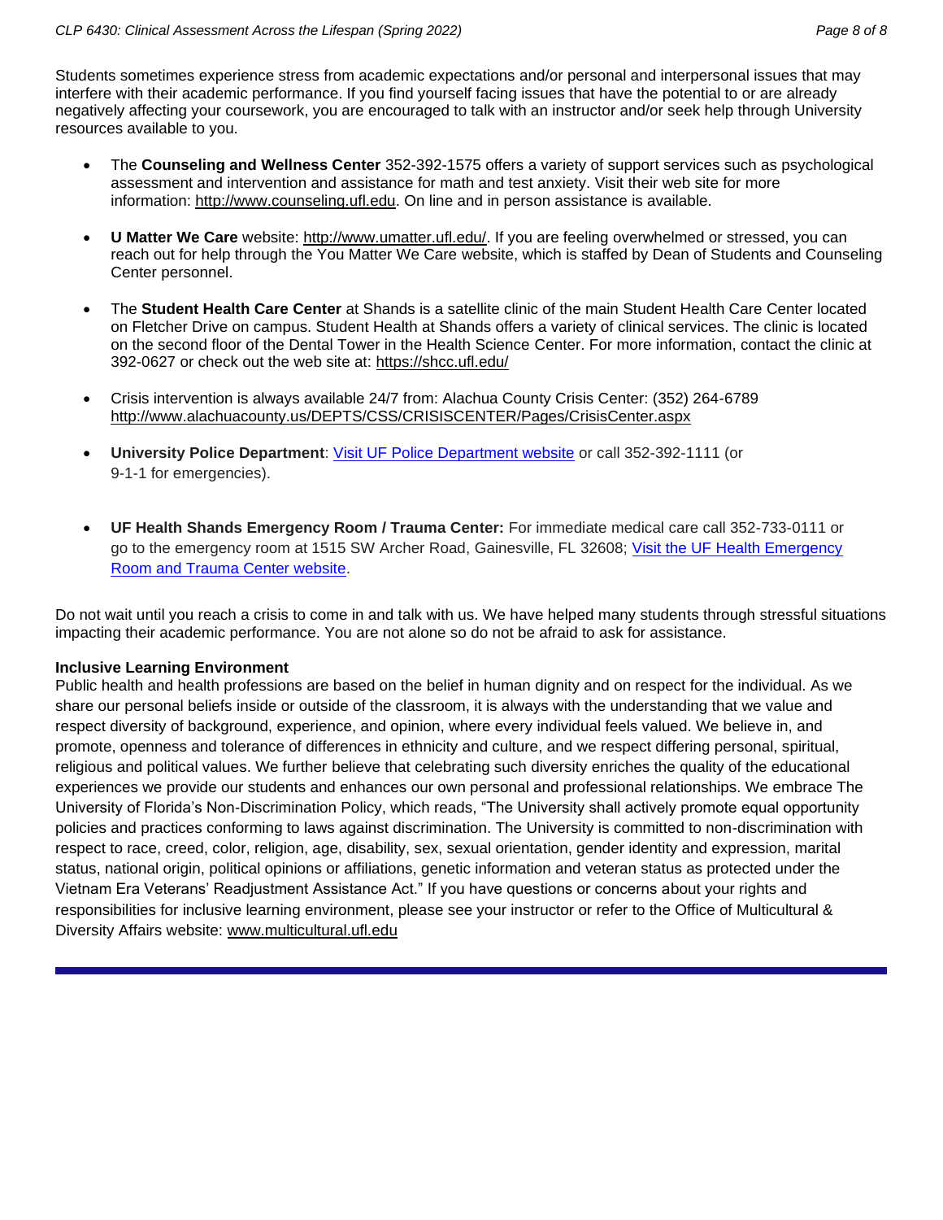Students sometimes experience stress from academic expectations and/or personal and interpersonal issues that may interfere with their academic performance. If you find yourself facing issues that have the potential to or are already negatively affecting your coursework, you are encouraged to talk with an instructor and/or seek help through University resources available to you.

- The **Counseling and Wellness Center** 352-392-1575 offers a variety of support services such as psychological assessment and intervention and assistance for math and test anxiety. Visit their web site for more information: http://www.counseling.ufl.edu. On line and in person assistance is available.
- **U Matter We Care** website: http://www.umatter.ufl.edu/. If you are feeling overwhelmed or stressed, you can reach out for help through the You Matter We Care website, which is staffed by Dean of Students and Counseling Center personnel.
- The **Student Health Care Center** at Shands is a satellite clinic of the main Student Health Care Center located on Fletcher Drive on campus. Student Health at Shands offers a variety of clinical services. The clinic is located on the second floor of the Dental Tower in the Health Science Center. For more information, contact the clinic at 392-0627 or check out the web site at: https://shcc.ufl.edu/
- Crisis intervention is always available 24/7 from: Alachua County Crisis Center: (352) 264-6789 http://www.alachuacounty.us/DEPTS/CSS/CRISISCENTER/Pages/CrisisCenter.aspx
- **University Police Department**: Visit UF Police Department website or call 352-392-1111 (or 9-1-1 for emergencies).
- **UF Health Shands Emergency Room / Trauma Center:** For immediate medical care call 352-733-0111 or go to the emergency room at 1515 SW Archer Road, Gainesville, FL 32608; Visit the UF Health Emergency Room and Trauma Center website.

Do not wait until you reach a crisis to come in and talk with us. We have helped many students through stressful situations impacting their academic performance. You are not alone so do not be afraid to ask for assistance.

**Inclusive Learning Environment**

Public health and health professions are based on the belief in human dignity and on respect for the individual. As we share our personal beliefs inside or outside of the classroom, it is always with the understanding that we value and respect diversity of background, experience, and opinion, where every individual feels valued. We believe in, and promote, openness and tolerance of differences in ethnicity and culture, and we respect differing personal, spiritual, religious and political values. We further believe that celebrating such diversity enriches the quality of the educational experiences we provide our students and enhances our own personal and professional relationships. We embrace The University of Florida's Non-Discrimination Policy, which reads, "The University shall actively promote equal opportunity policies and practices conforming to laws against discrimination. The University is committed to non-discrimination with respect to race, creed, color, religion, age, disability, sex, sexual orientation, gender identity and expression, marital status, national origin, political opinions or affiliations, genetic information and veteran status as protected under the Vietnam Era Veterans' Readjustment Assistance Act." If you have questions or concerns about your rights and responsibilities for inclusive learning environment, please see your instructor or refer to the Office of Multicultural & Diversity Affairs website: www.multicultural.ufl.edu